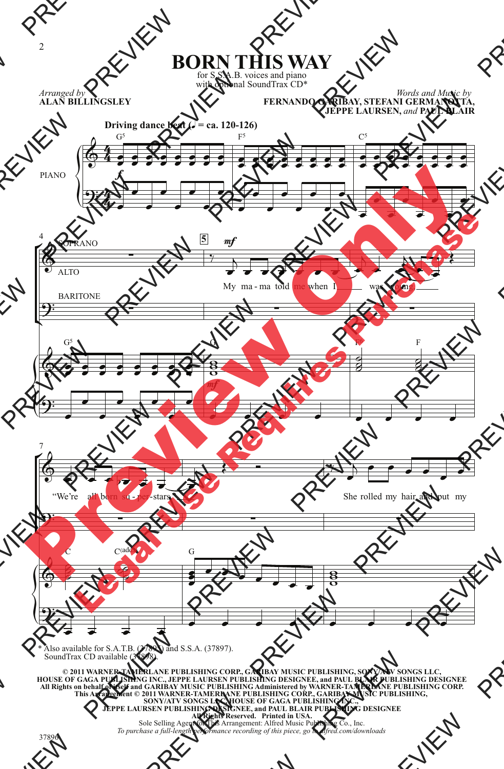# BORN THIS WAY

for S.S.A.B. voices and piano
with optional SoundTrax CD*

*Arranged by*
**ALAN BILLINGSLEY**

*Words and Music by*
**FERNANDO GARIBAY, STEFANI GERMANOTTA, JEPPE LAURSEN, and PAUL BLAIR**

**Driving dance beat (♩ = ca. 120-126)**

PIANO

SOPRANO

ALTO

BARITONE

My ma - ma told me when I was young,

"We're all born su - per - stars."

She rolled my hair and put my

\* Also available for S.A.T.B. (37895) and S.S.A. (37897).
SoundTrax CD available (37898).

**© 2011 WARNER-TAMERLANE PUBLISHING CORP., GARIBAY MUSIC PUBLISHING, SONY/ATV SONGS LLC, HOUSE OF GAGA PUBLISHING INC., JEPPE LAURSEN PUBLISHING DESIGNEE, and PAUL BLAIR PUBLISHING DESIGNEE**
**All Rights on behalf of itself and GARIBAY MUSIC PUBLISHING Administered by WARNER-TAMERLANE PUBLISHING CORP.**
**This Arrangement © 2011 WARNER-TAMERLANE PUBLISHING CORP., GARIBAY MUSIC PUBLISHING, SONY/ATV SONGS LLC, HOUSE OF GAGA PUBLISHING INC., JEPPE LAURSEN PUBLISHING DESIGNEE, and PAUL BLAIR PUBLISHING DESIGNEE**
**All Rights Reserved. Printed in USA.**
Sole Selling Agent for This Arrangement: Alfred Music Publishing Co., Inc.
*To purchase a full-length performance recording of this piece, go to alfred.com/downloads*

37896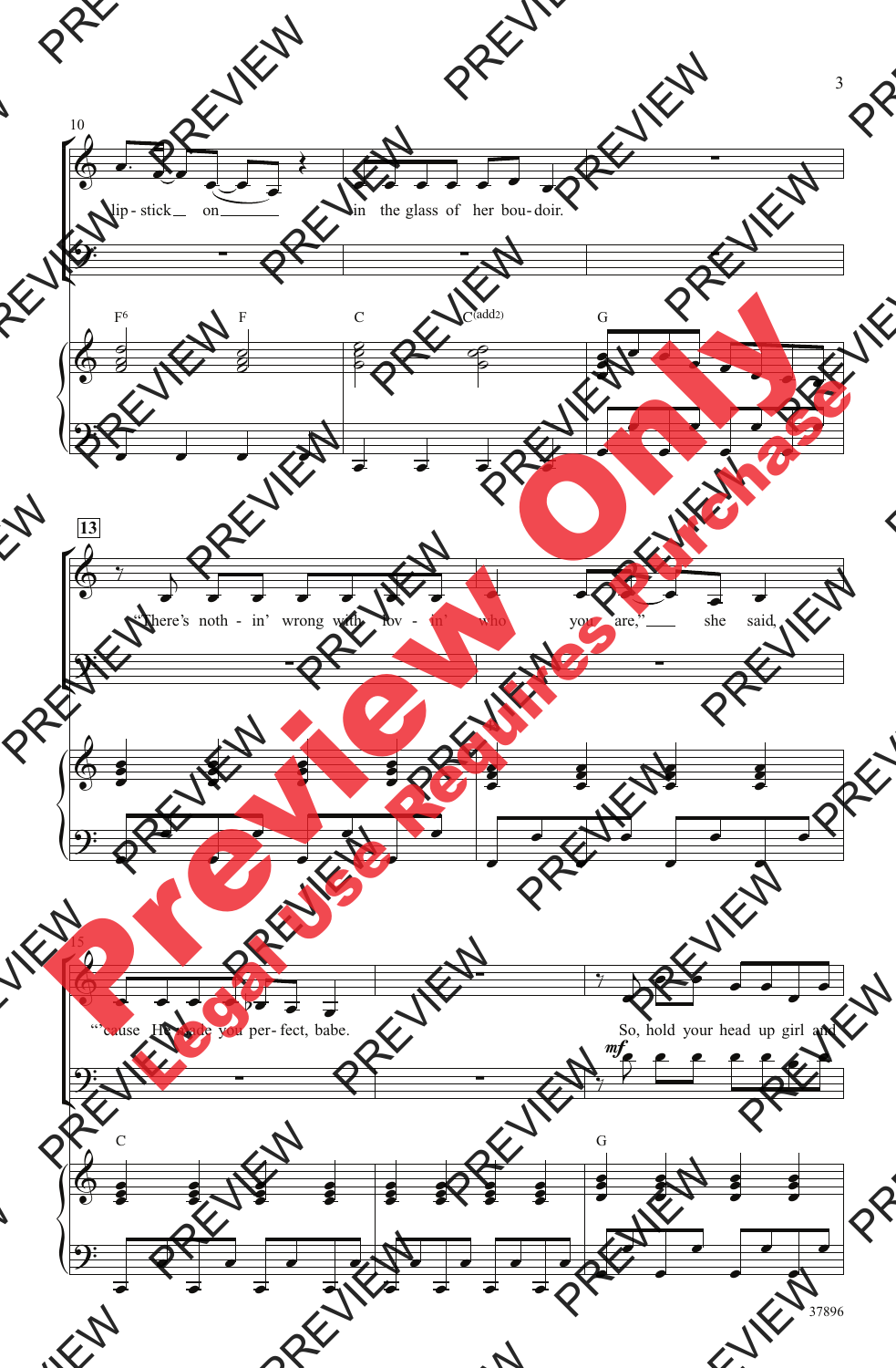10

lip - stick on in the glass of her bou - doir.

F6 F C C(add2) G

13

"There's noth - in' wrong with lov - in' who you are," she said,

15

"'cause He made you per - fect, babe.

So, hold your head up girl and

*mf*

C G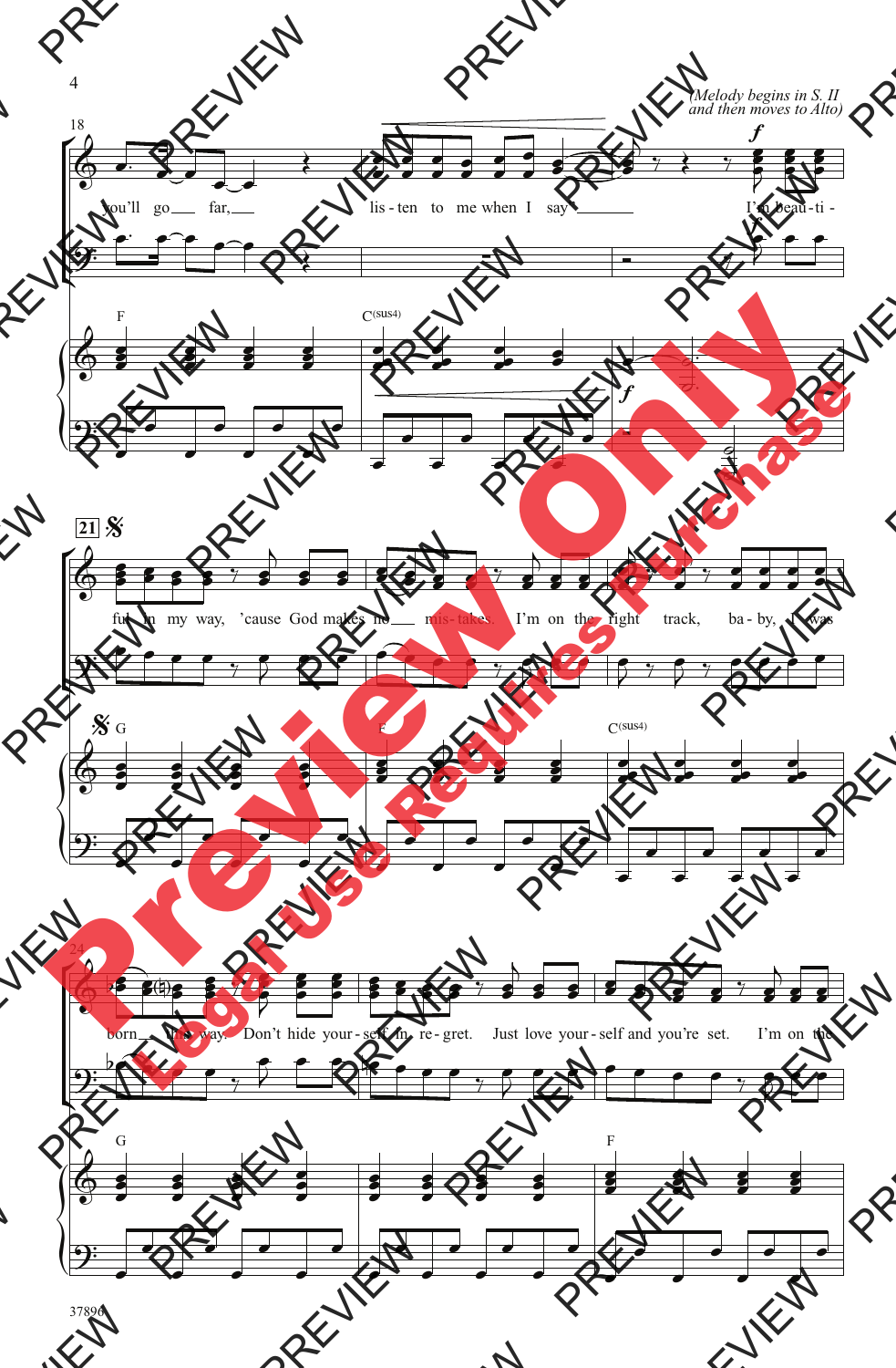*(Melody begins in S. II and then moves to Alto)*

18

you'll go far, listen to me when I say I'm beautiful in my way, 'cause God makes no mistakes. I'm on the right track, baby, I was

F C(sus4)

21

G F C(sus4)

24

born this way. Don't hide yourself in regret. Just love yourself and you're set. I'm on the

G F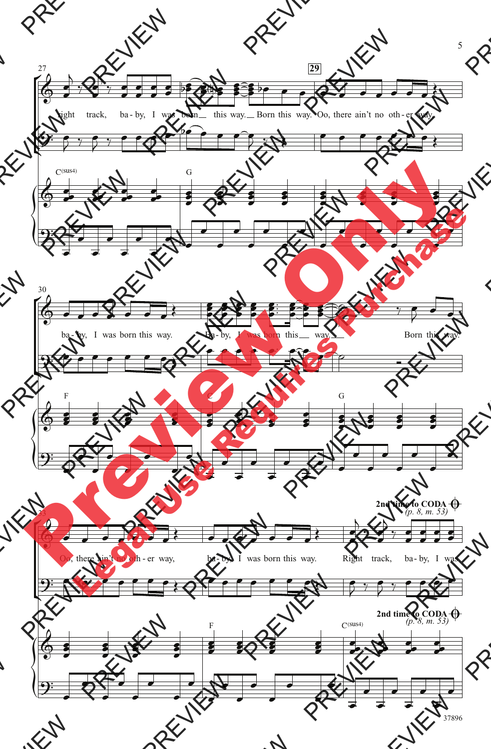27

29

Right track, ba - by, I was born this way. Born this way. Oo, there ain't no oth - er way,

C(sus4) G

30

ba - by, I was born this way. Ba - by, I was born this way. Born this way.

F C G

33

2nd time to CODA
(p. 8, m. 53)

Oo, there ain't no oth - er way, ba - by, I was born this way. Right track, ba - by, I was

F C(sus4)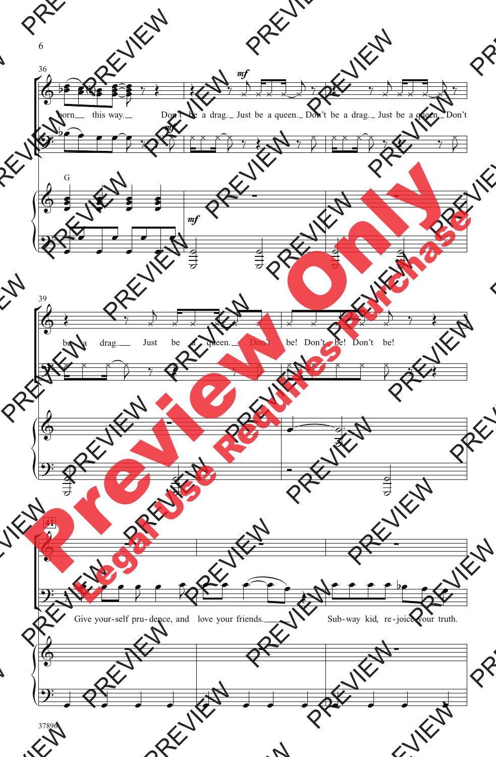born this way.

Don't be a drag. Just be a queen. Don't be a drag. Just be a queen. Don't

be a drag. Just be a queen. Don't be! Don't be! Don't be!

Give your-self pru-dence, and love your friends. Sub-way kid, re-joice your truth.

37896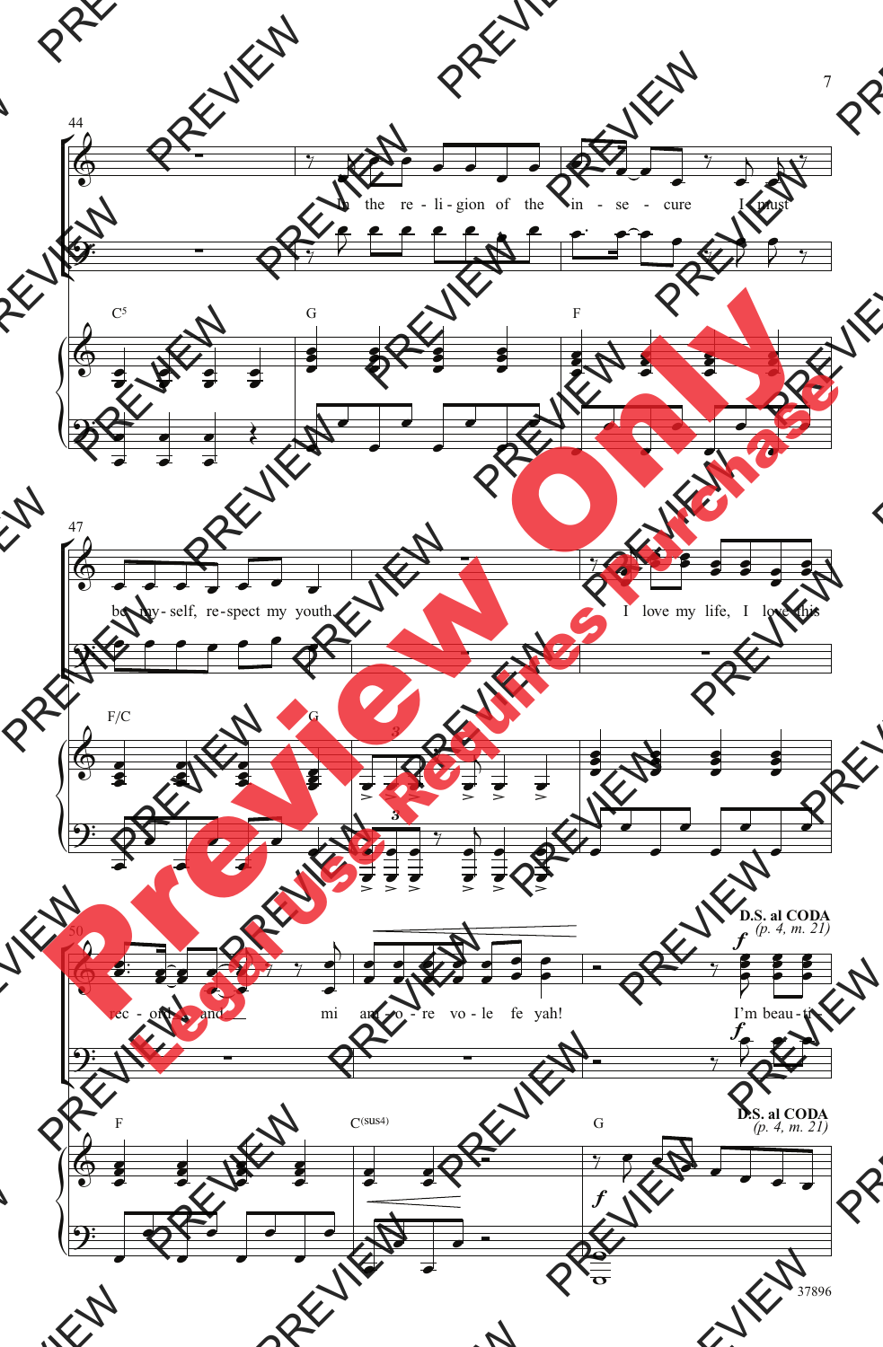44

in the re - li - gion of the in - se - cure I must

C5 G F

47

be my - self, re - spect my youth. I love my life, I love this

F/C G

50

rec - ord and mi am - o - re vo - le fe yah! I'm beau - ti -

**D.S. al CODA**
*(p. 4, m. 21)*

F C(sus4) G

**D.S. al CODA**
*(p. 4, m. 21)*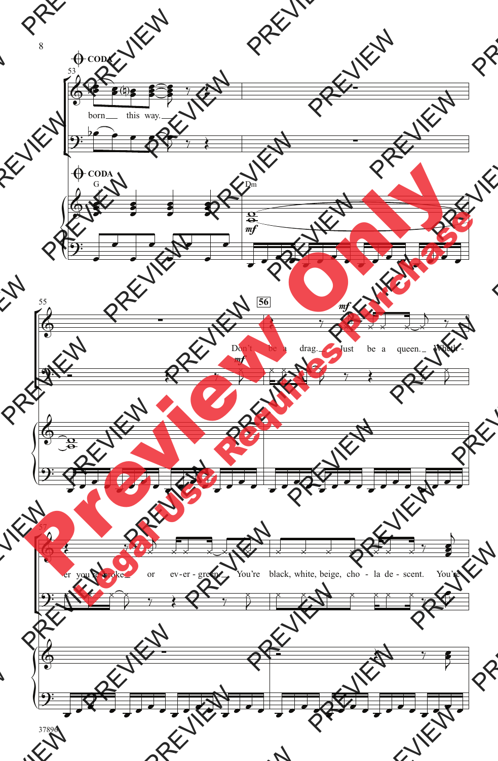CODA

53

born this way.

CODA

G

Dm

*mf*

55

56

*mf*

Don't be a drag. Just be a queen. Wheth-

*mf*

57

er you're broke or ev-er-green. You're black, white, beige, cho-la de-scent. You're

37896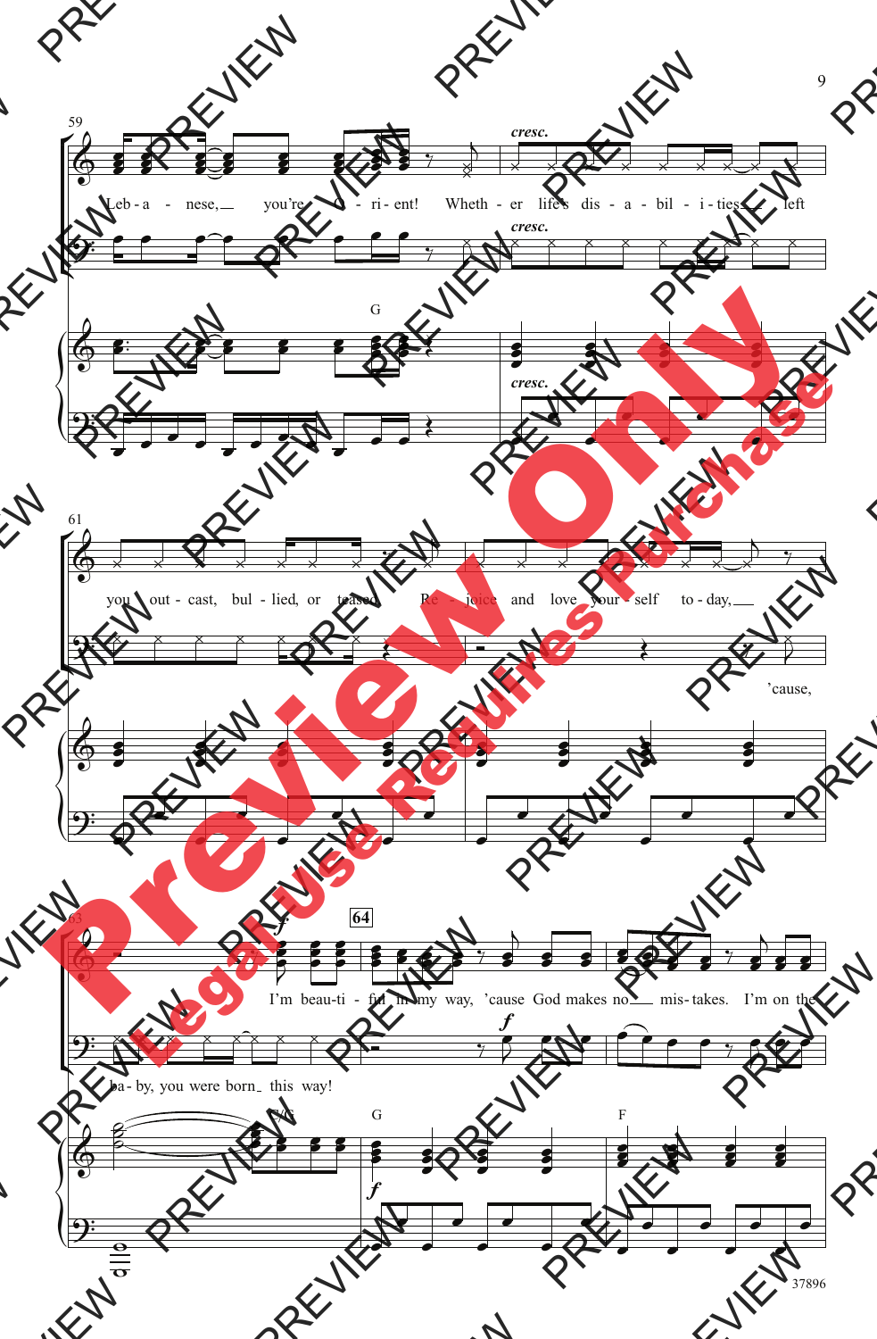59

Leb - a - nese, you're O - ri - ent! Wheth - er life's dis - a - bil - i - ties left

*cresc.*

G

61

you out - cast, bul - lied, or teased, Re - joice and love your - self to - day,

'cause,

63

*f*

64

I'm beau - ti - ful in my way, 'cause God makes no mis - takes. I'm on the

ba - by, you were born this way!

*f*

C/G G F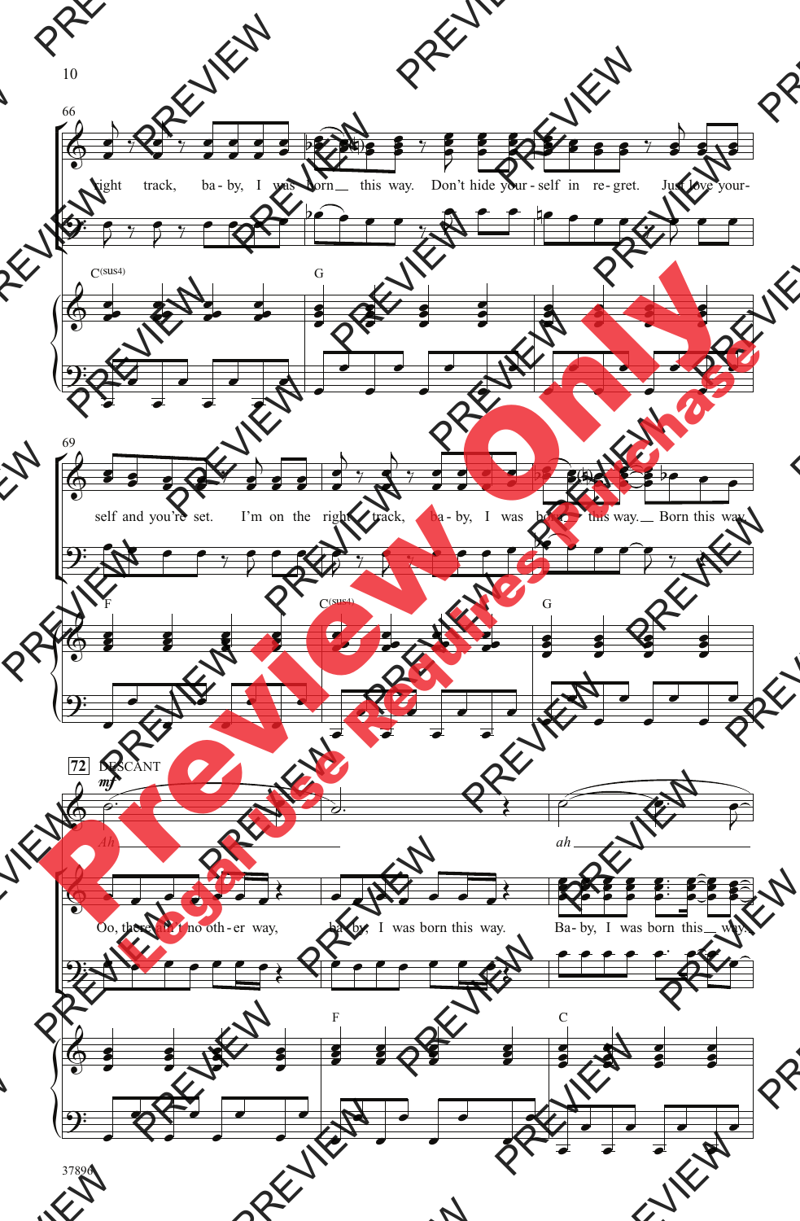66

right track, ba - by, I was born __ this way. Don't hide your - self in re - gret. Just love your-

C(sus4) G

69

self and you're set. I'm on the right track, ba - by, I was born __ this way. __ Born this way.

F C(sus4) G

72 DESCANT

*mf*

*Ah* __ *ah* __

Oo, there ain't no oth - er way, ba - by, I was born this way. Ba - by, I was born this __ way.

F C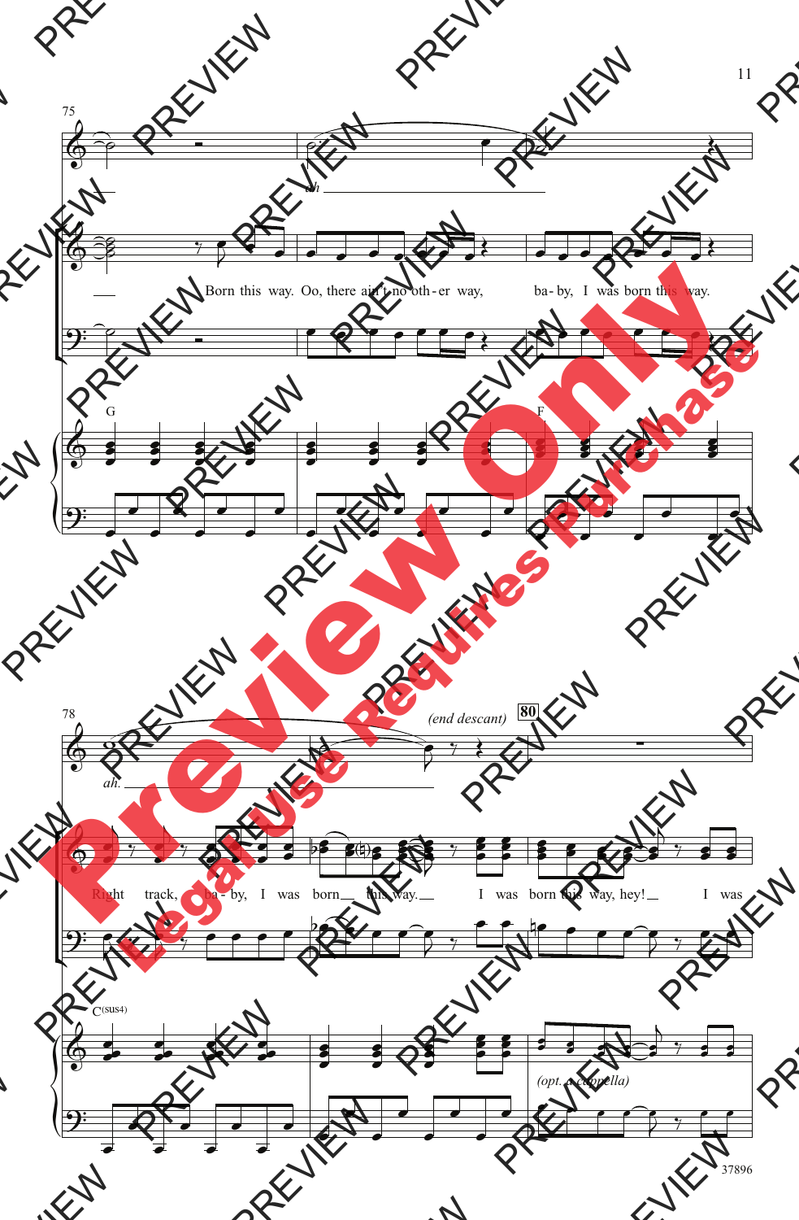75

ah

Born this way. Oo, there ain't no oth-er way, ba-by, I was born this way.

G F

78

ah.

*(end descant)*

80

Right track, ba-by, I was born this way. I was born this way, hey! I was

C(sus4)

*(opt. a cappella)*